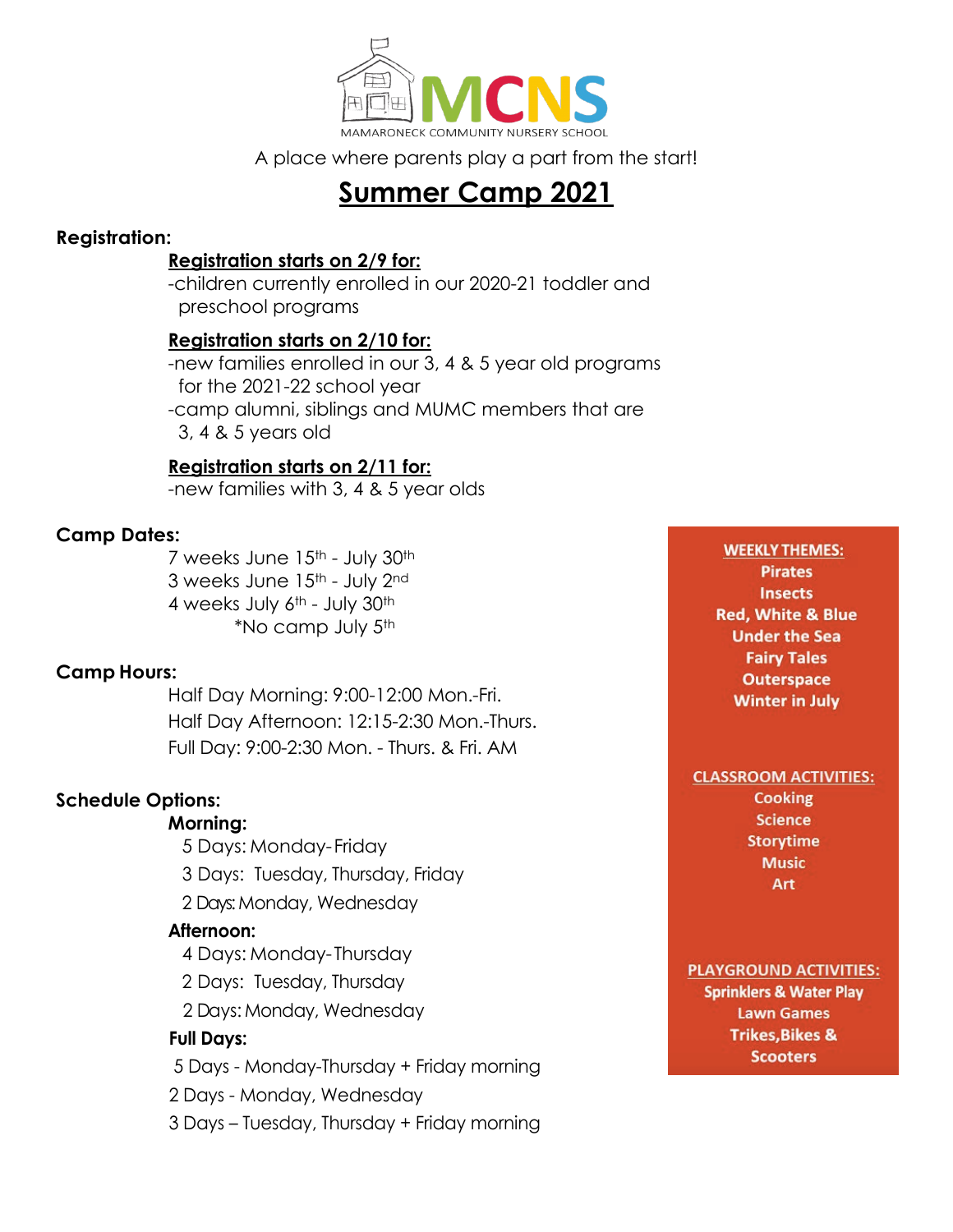MCNS

MAMARONECK COMMUNITY NURSERY SCHOOL

A place where parents play a part from the start!

# Summer Camp 2021

## Registration:

**Registration starts on 2/9 for:**

-children currently enrolled in our 2020-21 toddler and preschool programs

**Registration starts on 2/10 for:**

-new families enrolled in our 3, 4 & 5 year old programs for the 2021-22 school year

-camp alumni, siblings and MUMC members that are 3, 4 & 5 years old

**Registration starts on 2/11 for:**

-new families with 3, 4 & 5 year olds

## Camp Dates:

7 weeks June 15th - July 30th

3 weeks June 15th - July 2nd

4 weeks July 6th - July 30th

*No camp July 5th

## Camp Hours:

Half Day Morning: 9:00-12:00 Mon.-Fri.

Half Day Afternoon: 12:15-2:30 Mon.-Thurs.

Full Day: 9:00-2:30 Mon. - Thurs. & Fri. AM

## Schedule Options:

**Morning:**

5 Days: Monday-Friday

3 Days: Tuesday, Thursday, Friday

2 Days: Monday, Wednesday

**Afternoon:**

4 Days: Monday-Thursday

2 Days: Tuesday, Thursday

2 Days: Monday, Wednesday

**Full Days:**

5 Days - Monday-Thursday + Friday morning

2 Days - Monday, Wednesday

3 Days – Tuesday, Thursday + Friday morning

**WEEKLY THEMES:**

Pirates

Insects

Red, White & Blue

Under the Sea

Fairy Tales

Outerspace

Winter in July

**CLASSROOM ACTIVITIES:**

Cooking

Science

Storytime

Music

Art

**PLAYGROUND ACTIVITIES:**

Sprinklers & Water Play

Lawn Games

Trikes, Bikes & Scooters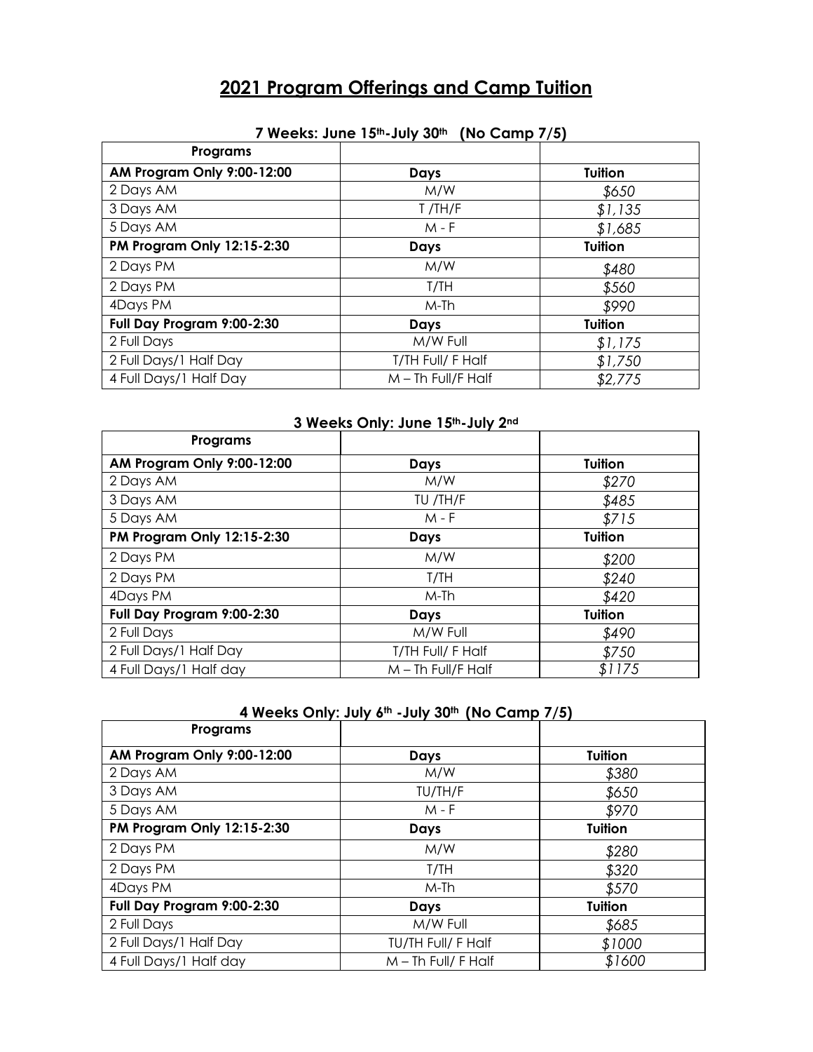# 2021 Program Offerings and Camp Tuition

### 7 Weeks: June 15th-July 30th (No Camp 7/5)

| Programs | | |
|---|---|---|
| **AM Program Only 9:00-12:00** | **Days** | **Tuition** |
| 2 Days AM | M/W | *$650* |
| 3 Days AM | T /TH/F | *$1,135* |
| 5 Days AM | M - F | *$1,685* |
| **PM Program Only 12:15-2:30** | **Days** | **Tuition** |
| 2 Days PM | M/W | *$480* |
| 2 Days PM | T/TH | *$560* |
| 4Days PM | M-Th | *$990* |
| **Full Day Program 9:00-2:30** | **Days** | **Tuition** |
| 2 Full Days | M/W Full | *$1,175* |
| 2 Full Days/1 Half Day | T/TH Full/ F Half | *$1,750* |
| 4 Full Days/1 Half Day | M – Th Full/F Half | *$2,775* |

### 3 Weeks Only: June 15th-July 2nd

| Programs | | |
|---|---|---|
| **AM Program Only 9:00-12:00** | **Days** | **Tuition** |
| 2 Days AM | M/W | *$270* |
| 3 Days AM | TU /TH/F | *$485* |
| 5 Days AM | M - F | *$715* |
| **PM Program Only 12:15-2:30** | **Days** | **Tuition** |
| 2 Days PM | M/W | *$200* |
| 2 Days PM | T/TH | *$240* |
| 4Days PM | M-Th | *$420* |
| **Full Day Program 9:00-2:30** | **Days** | **Tuition** |
| 2 Full Days | M/W Full | *$490* |
| 2 Full Days/1 Half Day | T/TH Full/ F Half | *$750* |
| 4 Full Days/1 Half day | M – Th Full/F Half | *$1175* |

### 4 Weeks Only: July 6th -July 30th (No Camp 7/5)

| Programs | | |
|---|---|---|
| **AM Program Only 9:00-12:00** | **Days** | **Tuition** |
| 2 Days AM | M/W | *$380* |
| 3 Days AM | TU/TH/F | *$650* |
| 5 Days AM | M - F | *$970* |
| **PM Program Only 12:15-2:30** | **Days** | **Tuition** |
| 2 Days PM | M/W | *$280* |
| 2 Days PM | T/TH | *$320* |
| 4Days PM | M-Th | *$570* |
| **Full Day Program 9:00-2:30** | **Days** | **Tuition** |
| 2 Full Days | M/W Full | *$685* |
| 2 Full Days/1 Half Day | TU/TH Full/ F Half | *$1000* |
| 4 Full Days/1 Half day | M – Th Full/ F Half | *$1600* |